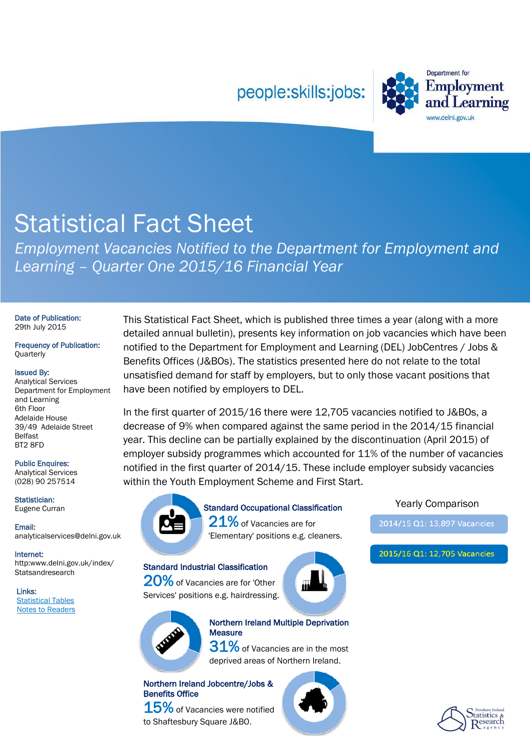people:skills:jobs:

Department for Employment and Learning
www.delni.gov.uk

# Statistical Fact Sheet

*Employment Vacancies Notified to the Department for Employment and Learning – Quarter One 2015/16 Financial Year*

**Date of Publication:**
29th July 2015

**Frequency of Publication:**
Quarterly

**Issued By:**
Analytical Services
Department for Employment and Learning
6th Floor
Adelaide House
39/49 Adelaide Street
Belfast
BT2 8FD

**Public Enquires:**
Analytical Services
(028) 90 257514

**Statistician:**
Eugene Curran

**Email:**
analyticalservices@delni.gov.uk

**Internet:**
http:www.delni.gov.uk/index/Statsandresearch

**Links:**
[Statistical Tables](#)
[Notes to Readers](#)

This Statistical Fact Sheet, which is published three times a year (along with a more detailed annual bulletin), presents key information on job vacancies which have been notified to the Department for Employment and Learning (DEL) JobCentres / Jobs & Benefits Offices (J&BOs). The statistics presented here do not relate to the total unsatisfied demand for staff by employers, but to only those vacant positions that have been notified by employers to DEL.

In the first quarter of 2015/16 there were 12,705 vacancies notified to J&BOs, a decrease of 9% when compared against the same period in the 2014/15 financial year. This decline can be partially explained by the discontinuation (April 2015) of employer subsidy programmes which accounted for 11% of the number of vacancies notified in the first quarter of 2014/15. These include employer subsidy vacancies within the Youth Employment Scheme and First Start.

**Standard Occupational Classification**
**21%** of Vacancies are for 'Elementary' positions e.g. cleaners.

**Standard Industrial Classification**
**20%** of Vacancies are for 'Other Services' positions e.g. hairdressing.

**Northern Ireland Multiple Deprivation Measure**
**31%** of Vacancies are in the most deprived areas of Northern Ireland.

**Northern Ireland Jobcentre/Jobs & Benefits Office**
**15%** of Vacancies were notified to Shaftesbury Square J&BO.

**Yearly Comparison**

2014/15 Q1: 13,897 Vacancies

2015/16 Q1: 12,705 Vacancies

Northern Ireland Statistics & Research Agency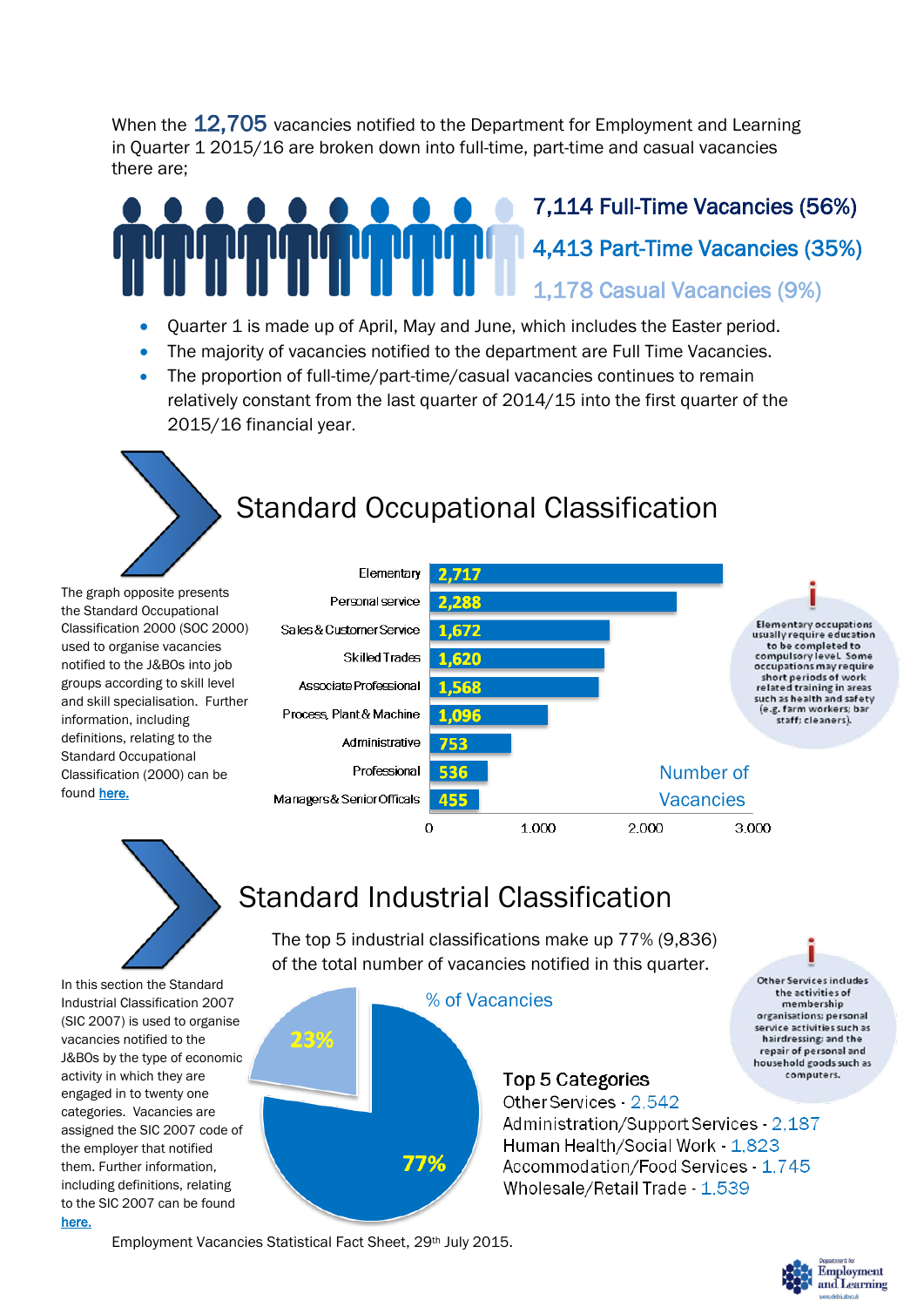When the 12,705 vacancies notified to the Department for Employment and Learning in Quarter 1 2015/16 are broken down into full-time, part-time and casual vacancies there are;

7,114 Full-Time Vacancies (56%)

4,413 Part-Time Vacancies (35%)

1,178 Casual Vacancies (9%)

- Quarter 1 is made up of April, May and June, which includes the Easter period.
- The majority of vacancies notified to the department are Full Time Vacancies.
- The proportion of full-time/part-time/casual vacancies continues to remain relatively constant from the last quarter of 2014/15 into the first quarter of the 2015/16 financial year.

## Standard Occupational Classification

The graph opposite presents the Standard Occupational Classification 2000 (SOC 2000) used to organise vacancies notified to the J&BOs into job groups according to skill level and skill specialisation. Further information, including definitions, relating to the Standard Occupational Classification (2000) can be found here.

Number of Vacancies

| Occupation | Number of Vacancies |
|---|---|
| Elementary | 2,717 |
| Personal service | 2,288 |
| Sales & Customer Service | 1,672 |
| Skilled Trades | 1,620 |
| Associate Professional | 1,568 |
| Process, Plant & Machine | 1,096 |
| Administrative | 753 |
| Professional | 536 |
| Managers & Senior Officals | 455 |

Elementary occupations usually require education to be completed to compulsory level. Some occupations may require short periods of work related training in areas such as health and safety (e.g. farm workers; bar staff; cleaners).

## Standard Industrial Classification

In this section the Standard Industrial Classification 2007 (SIC 2007) is used to organise vacancies notified to the J&BOs by the type of economic activity in which they are engaged in to twenty one categories. Vacancies are assigned the SIC 2007 code of the employer that notified them. Further information, including definitions, relating to the SIC 2007 can be found here.

The top 5 industrial classifications make up 77% (9,836) of the total number of vacancies notified in this quarter.

% of Vacancies

- 77%
- 23%

**Top 5 Categories**

Other Services - 2,542
Administration/Support Services - 2,187
Human Health/Social Work - 1,823
Accommodation/Food Services - 1,745
Wholesale/Retail Trade - 1,539

Other Services includes the activities of membership organisations; personal service activities such as hairdressing; and the repair of personal and household goods such as computers.

Employment Vacancies Statistical Fact Sheet, 29th July 2015.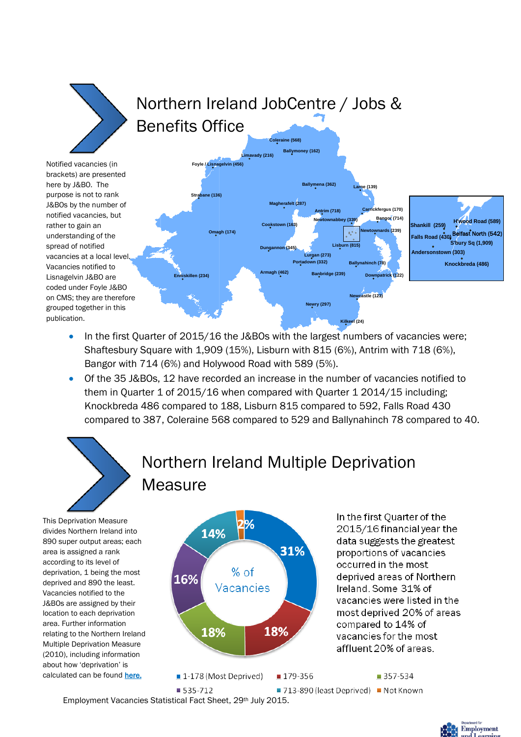## Northern Ireland JobCentre / Jobs & Benefits Office

Notified vacancies (in brackets) are presented here by J&BO. The purpose is not to rank J&BOs by the number of notified vacancies, but rather to gain an understanding of the spread of notified vacancies at a local level. Vacancies notified to Lisnagelvin J&BO are coded under Foyle J&BO on CMS; they are therefore grouped together in this publication.

Coleraine (568)
Ballymoney (162)
Limavady (216)
Foyle / Lisnagelvin (456)
Ballymena (362)
Larne (139)
Strabane (136)
Magherafelt (287)
Antrim (718)
Carrickfergus (170)
Newtownabbey (339)
Bangor (714)
Cookstown (163)
Omagh (174)
Newtownards (239)
Lisburn (815)
Dungannon (345)
Lurgan (273)
Portadown (332)
Ballynahinch (78)
Armagh (462)
Banbridge (239)
Downpatrick (122)
Enniskillen (234)
Newcastle (123)
Newry (297)
Kilkeel (24)
Shankill (259)
H'wood Road (589)
Falls Road (430)
Belfast North (542)
S'bury Sq (1,909)
Andersonstown (303)
Knockbreda (486)

- In the first Quarter of 2015/16 the J&BOs with the largest numbers of vacancies were; Shaftesbury Square with 1,909 (15%), Lisburn with 815 (6%), Antrim with 718 (6%), Bangor with 714 (6%) and Holywood Road with 589 (5%).
- Of the 35 J&BOs, 12 have recorded an increase in the number of vacancies notified to them in Quarter 1 of 2015/16 when compared with Quarter 1 2014/15 including; Knockbreda 486 compared to 188, Lisburn 815 compared to 592, Falls Road 430 compared to 387, Coleraine 568 compared to 529 and Ballynahinch 78 compared to 40.

## Northern Ireland Multiple Deprivation Measure

This Deprivation Measure divides Northern Ireland into 890 super output areas; each area is assigned a rank according to its level of deprivation, 1 being the most deprived and 890 the least. Vacancies notified to the J&BOs are assigned by their location to each deprivation area. Further information relating to the Northern Ireland Multiple Deprivation Measure (2010), including information about how 'deprivation' is calculated can be found here.

% of Vacancies
31%
18%
18%
16%
14%
2%

1-178 (Most Deprived)
179-356
357-534
535-712
713-890 (least Deprived)
Not Known

In the first Quarter of the 2015/16 financial year the data suggests the greatest proportions of vacancies occurred in the most deprived areas of Northern Ireland. Some 31% of vacancies were listed in the most deprived 20% of areas compared to 14% of vacancies for the most affluent 20% of areas.

Employment Vacancies Statistical Fact Sheet, 29th July 2015.